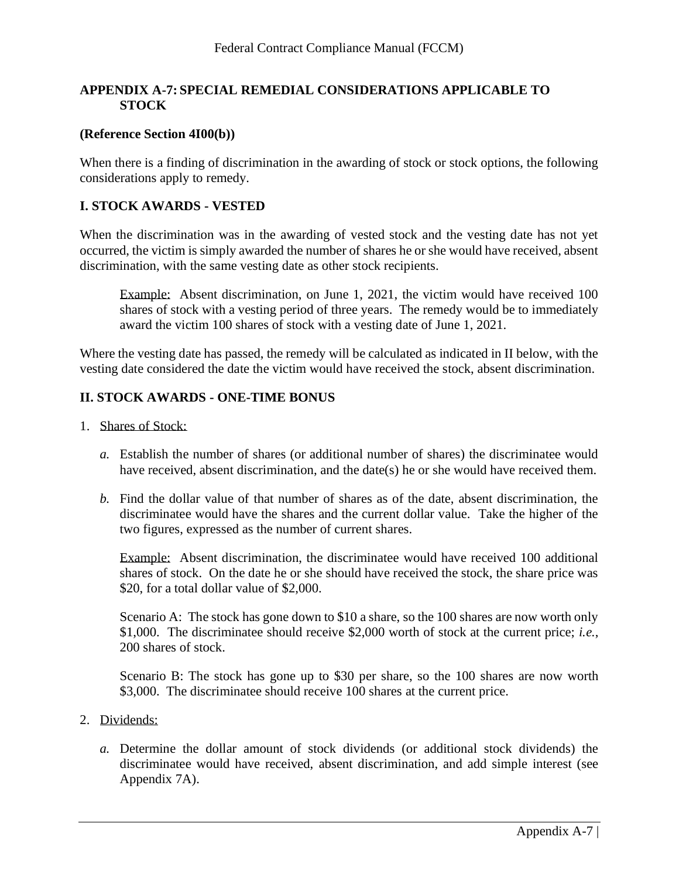## APPENDIX A-7: SPECIAL REMEDIAL CONSIDERATIONS APPLICABLE TO STOCK

**(Reference Section 4I00(b))**

When there is a finding of discrimination in the awarding of stock or stock options, the following considerations apply to remedy.

### I. STOCK AWARDS - VESTED

When the discrimination was in the awarding of vested stock and the vesting date has not yet occurred, the victim is simply awarded the number of shares he or she would have received, absent discrimination, with the same vesting date as other stock recipients.

> Example: Absent discrimination, on June 1, 2021, the victim would have received 100 shares of stock with a vesting period of three years. The remedy would be to immediately award the victim 100 shares of stock with a vesting date of June 1, 2021.

Where the vesting date has passed, the remedy will be calculated as indicated in II below, with the vesting date considered the date the victim would have received the stock, absent discrimination.

### II. STOCK AWARDS - ONE-TIME BONUS

1. Shares of Stock:

   *a.* Establish the number of shares (or additional number of shares) the discriminatee would have received, absent discrimination, and the date(s) he or she would have received them.

   *b.* Find the dollar value of that number of shares as of the date, absent discrimination, the discriminatee would have the shares and the current dollar value. Take the higher of the two figures, expressed as the number of current shares.

   Example: Absent discrimination, the discriminatee would have received 100 additional shares of stock. On the date he or she should have received the stock, the share price was $20, for a total dollar value of $2,000.

   Scenario A: The stock has gone down to $10 a share, so the 100 shares are now worth only $1,000. The discriminatee should receive $2,000 worth of stock at the current price; *i.e.*, 200 shares of stock.

   Scenario B: The stock has gone up to $30 per share, so the 100 shares are now worth $3,000. The discriminatee should receive 100 shares at the current price.

2. Dividends:

   *a.* Determine the dollar amount of stock dividends (or additional stock dividends) the discriminatee would have received, absent discrimination, and add simple interest (see Appendix 7A).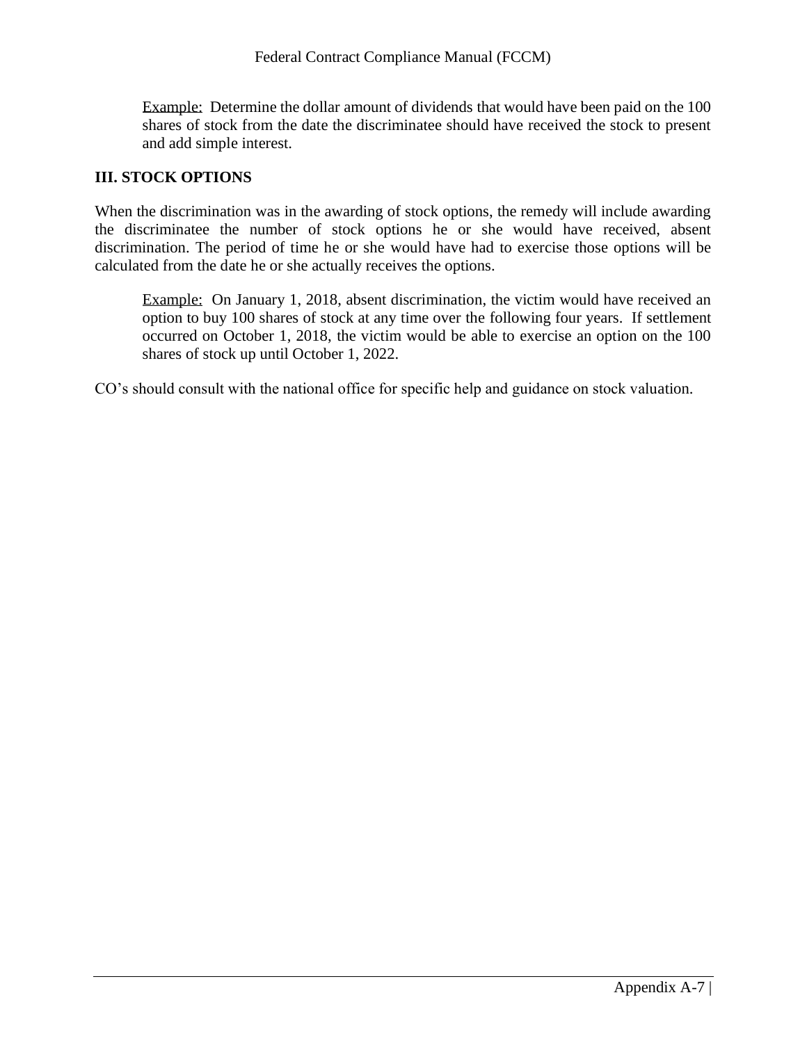<u>Example:</u> Determine the dollar amount of dividends that would have been paid on the 100 shares of stock from the date the discriminatee should have received the stock to present and add simple interest.

## III. STOCK OPTIONS

When the discrimination was in the awarding of stock options, the remedy will include awarding the discriminatee the number of stock options he or she would have received, absent discrimination. The period of time he or she would have had to exercise those options will be calculated from the date he or she actually receives the options.

<u>Example:</u> On January 1, 2018, absent discrimination, the victim would have received an option to buy 100 shares of stock at any time over the following four years. If settlement occurred on October 1, 2018, the victim would be able to exercise an option on the 100 shares of stock up until October 1, 2022.

CO's should consult with the national office for specific help and guidance on stock valuation.